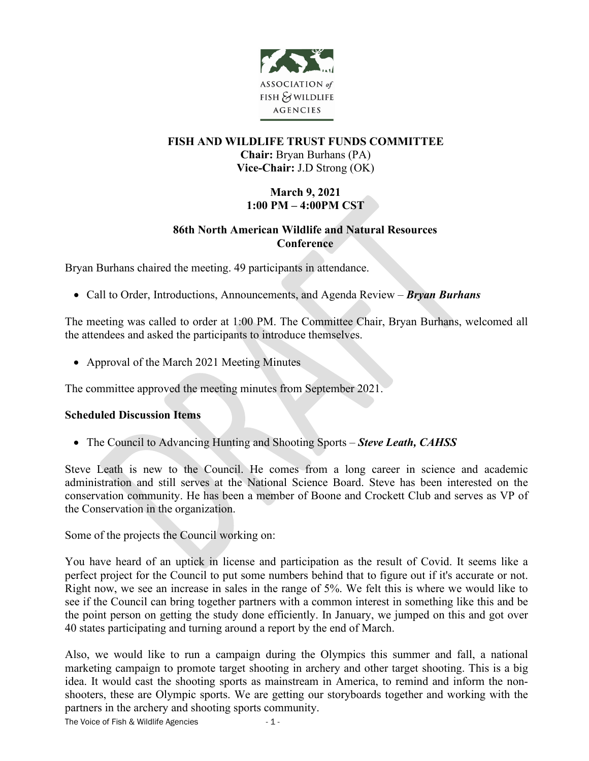ASSOCIATION of FISH & WILDLIFE AGENCIES

**FISH AND WILDLIFE TRUST FUNDS COMMITTEE**
**Chair:** Bryan Burhans (PA)
**Vice-Chair:** J.D Strong (OK)

**March 9, 2021**
**1:00 PM – 4:00PM CST**

**86th North American Wildlife and Natural Resources Conference**

Bryan Burhans chaired the meeting. 49 participants in attendance.

- Call to Order, Introductions, Announcements, and Agenda Review – ***Bryan Burhans***

The meeting was called to order at 1:00 PM. The Committee Chair, Bryan Burhans, welcomed all the attendees and asked the participants to introduce themselves.

- Approval of the March 2021 Meeting Minutes

The committee approved the meeting minutes from September 2021.

**Scheduled Discussion Items**

- The Council to Advancing Hunting and Shooting Sports – ***Steve Leath, CAHSS***

Steve Leath is new to the Council. He comes from a long career in science and academic administration and still serves at the National Science Board. Steve has been interested on the conservation community. He has been a member of Boone and Crockett Club and serves as VP of the Conservation in the organization.

Some of the projects the Council working on:

You have heard of an uptick in license and participation as the result of Covid. It seems like a perfect project for the Council to put some numbers behind that to figure out if it's accurate or not. Right now, we see an increase in sales in the range of 5%. We felt this is where we would like to see if the Council can bring together partners with a common interest in something like this and be the point person on getting the study done efficiently. In January, we jumped on this and got over 40 states participating and turning around a report by the end of March.

Also, we would like to run a campaign during the Olympics this summer and fall, a national marketing campaign to promote target shooting in archery and other target shooting. This is a big idea. It would cast the shooting sports as mainstream in America, to remind and inform the non-shooters, these are Olympic sports. We are getting our storyboards together and working with the partners in the archery and shooting sports community.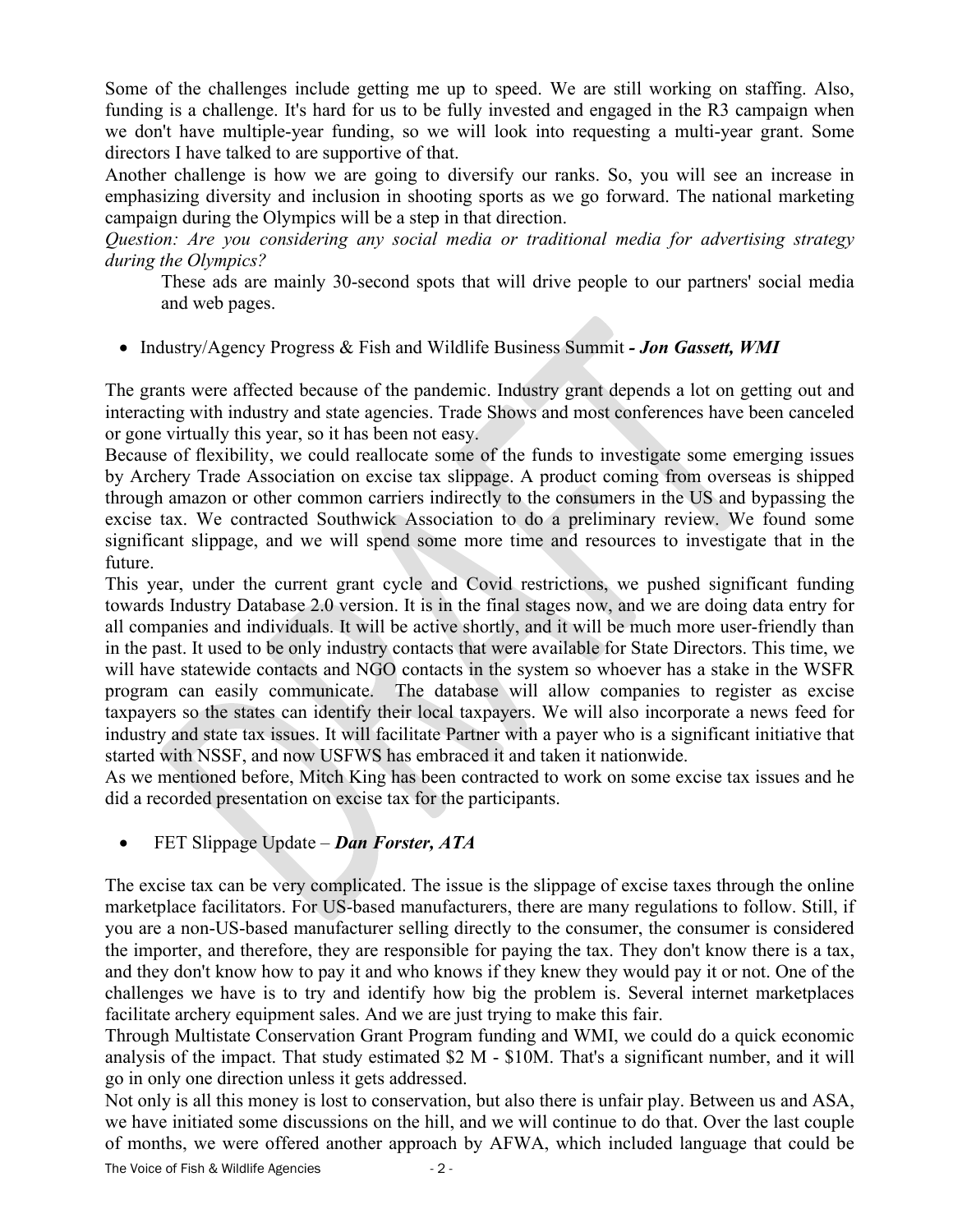Some of the challenges include getting me up to speed. We are still working on staffing. Also, funding is a challenge. It's hard for us to be fully invested and engaged in the R3 campaign when we don't have multiple-year funding, so we will look into requesting a multi-year grant. Some directors I have talked to are supportive of that.

Another challenge is how we are going to diversify our ranks. So, you will see an increase in emphasizing diversity and inclusion in shooting sports as we go forward. The national marketing campaign during the Olympics will be a step in that direction.

*Question: Are you considering any social media or traditional media for advertising strategy during the Olympics?*

> These ads are mainly 30-second spots that will drive people to our partners' social media and web pages.

- Industry/Agency Progress & Fish and Wildlife Business Summit ***- Jon Gassett, WMI***

The grants were affected because of the pandemic. Industry grant depends a lot on getting out and interacting with industry and state agencies. Trade Shows and most conferences have been canceled or gone virtually this year, so it has been not easy.

Because of flexibility, we could reallocate some of the funds to investigate some emerging issues by Archery Trade Association on excise tax slippage. A product coming from overseas is shipped through amazon or other common carriers indirectly to the consumers in the US and bypassing the excise tax. We contracted Southwick Association to do a preliminary review. We found some significant slippage, and we will spend some more time and resources to investigate that in the future.

This year, under the current grant cycle and Covid restrictions, we pushed significant funding towards Industry Database 2.0 version. It is in the final stages now, and we are doing data entry for all companies and individuals. It will be active shortly, and it will be much more user-friendly than in the past. It used to be only industry contacts that were available for State Directors. This time, we will have statewide contacts and NGO contacts in the system so whoever has a stake in the WSFR program can easily communicate. The database will allow companies to register as excise taxpayers so the states can identify their local taxpayers. We will also incorporate a news feed for industry and state tax issues. It will facilitate Partner with a payer who is a significant initiative that started with NSSF, and now USFWS has embraced it and taken it nationwide.

As we mentioned before, Mitch King has been contracted to work on some excise tax issues and he did a recorded presentation on excise tax for the participants.

- FET Slippage Update – ***Dan Forster, ATA***

The excise tax can be very complicated. The issue is the slippage of excise taxes through the online marketplace facilitators. For US-based manufacturers, there are many regulations to follow. Still, if you are a non-US-based manufacturer selling directly to the consumer, the consumer is considered the importer, and therefore, they are responsible for paying the tax. They don't know there is a tax, and they don't know how to pay it and who knows if they knew they would pay it or not. One of the challenges we have is to try and identify how big the problem is. Several internet marketplaces facilitate archery equipment sales. And we are just trying to make this fair.

Through Multistate Conservation Grant Program funding and WMI, we could do a quick economic analysis of the impact. That study estimated \$2 M - \$10M. That's a significant number, and it will go in only one direction unless it gets addressed.

Not only is all this money is lost to conservation, but also there is unfair play. Between us and ASA, we have initiated some discussions on the hill, and we will continue to do that. Over the last couple of months, we were offered another approach by AFWA, which included language that could be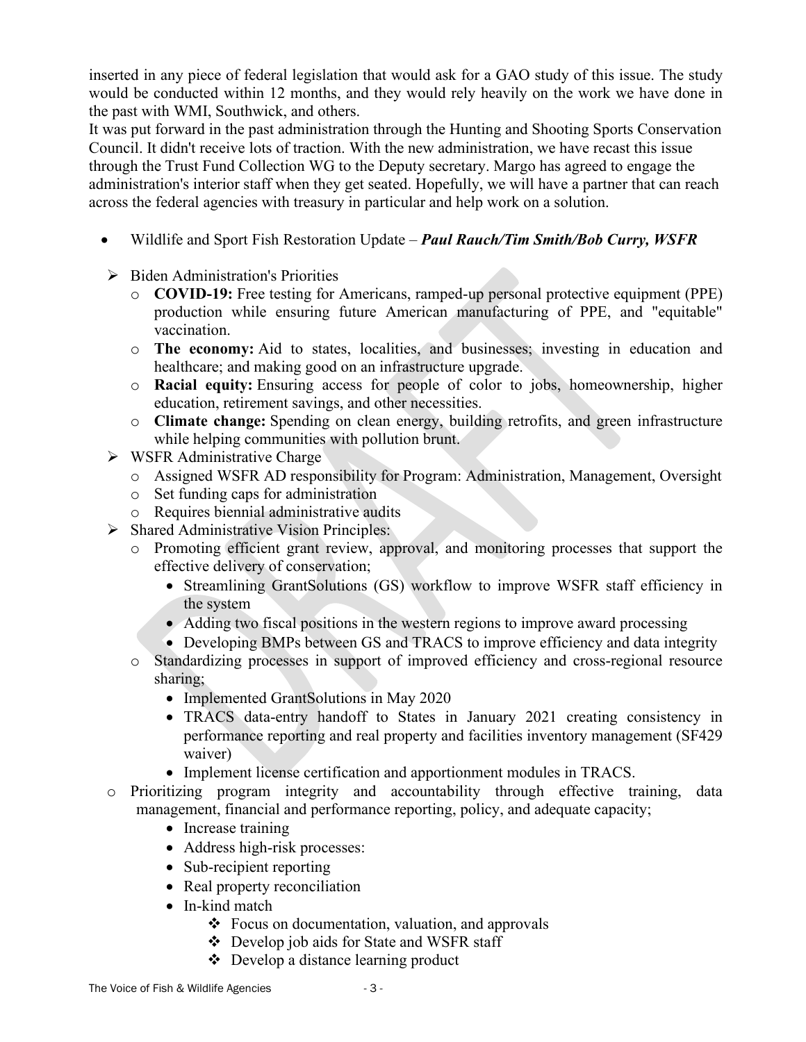inserted in any piece of federal legislation that would ask for a GAO study of this issue. The study would be conducted within 12 months, and they would rely heavily on the work we have done in the past with WMI, Southwick, and others.

It was put forward in the past administration through the Hunting and Shooting Sports Conservation Council. It didn't receive lots of traction. With the new administration, we have recast this issue through the Trust Fund Collection WG to the Deputy secretary. Margo has agreed to engage the administration's interior staff when they get seated. Hopefully, we will have a partner that can reach across the federal agencies with treasury in particular and help work on a solution.

- Wildlife and Sport Fish Restoration Update – ***Paul Rauch/Tim Smith/Bob Curry, WSFR***

- Biden Administration's Priorities
  - **COVID-19:** Free testing for Americans, ramped-up personal protective equipment (PPE) production while ensuring future American manufacturing of PPE, and "equitable" vaccination.
  - **The economy:** Aid to states, localities, and businesses; investing in education and healthcare; and making good on an infrastructure upgrade.
  - **Racial equity:** Ensuring access for people of color to jobs, homeownership, higher education, retirement savings, and other necessities.
  - **Climate change:** Spending on clean energy, building retrofits, and green infrastructure while helping communities with pollution brunt.
- WSFR Administrative Charge
  - Assigned WSFR AD responsibility for Program: Administration, Management, Oversight
  - Set funding caps for administration
  - Requires biennial administrative audits
- Shared Administrative Vision Principles:
  - Promoting efficient grant review, approval, and monitoring processes that support the effective delivery of conservation;
    - Streamlining GrantSolutions (GS) workflow to improve WSFR staff efficiency in the system
    - Adding two fiscal positions in the western regions to improve award processing
    - Developing BMPs between GS and TRACS to improve efficiency and data integrity
  - Standardizing processes in support of improved efficiency and cross-regional resource sharing;
    - Implemented GrantSolutions in May 2020
    - TRACS data-entry handoff to States in January 2021 creating consistency in performance reporting and real property and facilities inventory management (SF429 waiver)
    - Implement license certification and apportionment modules in TRACS.
  - Prioritizing program integrity and accountability through effective training, data management, financial and performance reporting, policy, and adequate capacity;
    - Increase training
    - Address high-risk processes:
    - Sub-recipient reporting
    - Real property reconciliation
    - In-kind match
      - Focus on documentation, valuation, and approvals
      - Develop job aids for State and WSFR staff
      - Develop a distance learning product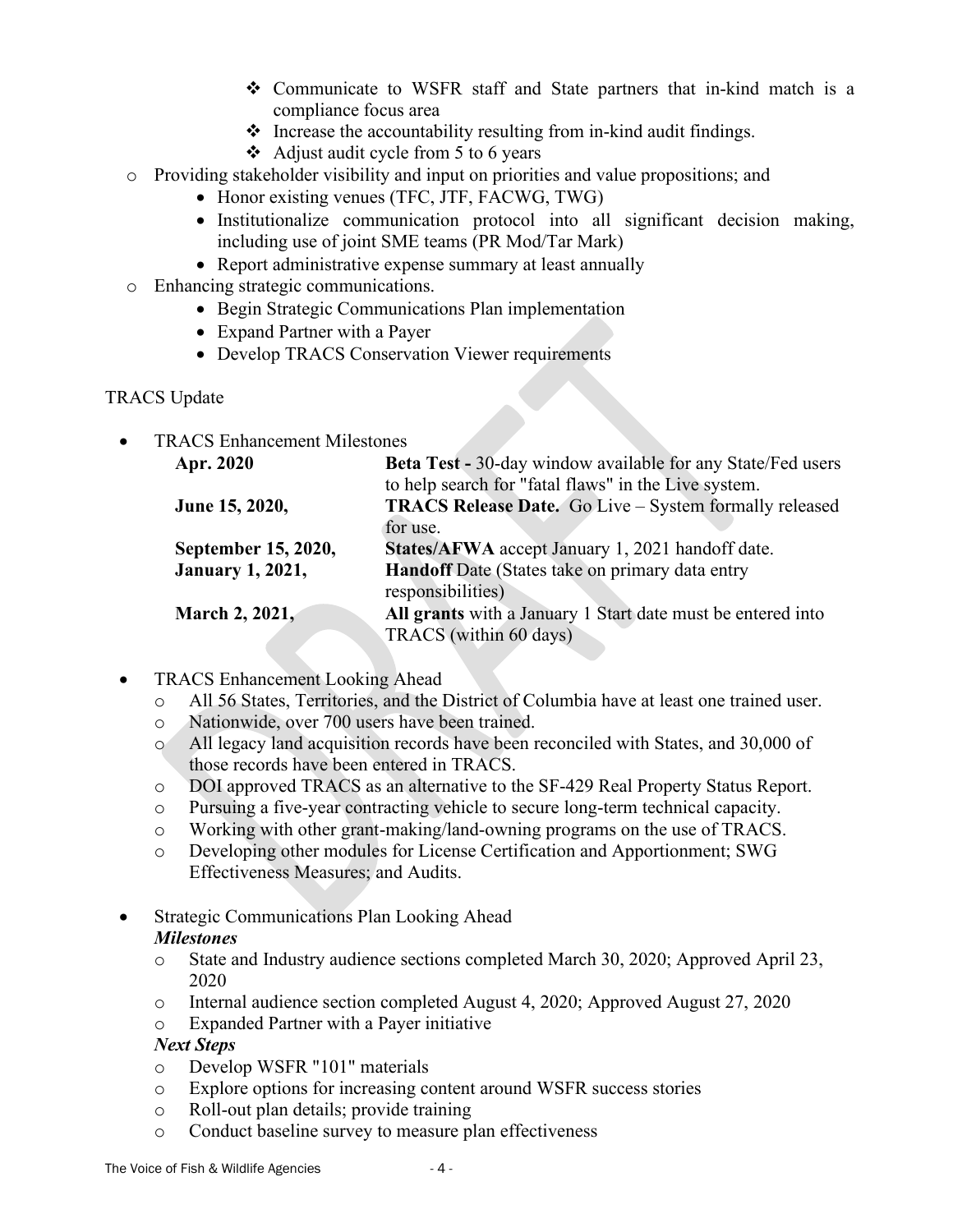- Communicate to WSFR staff and State partners that in-kind match is a compliance focus area
        - Increase the accountability resulting from in-kind audit findings.
        - Adjust audit cycle from 5 to 6 years
    - Providing stakeholder visibility and input on priorities and value propositions; and
        - Honor existing venues (TFC, JTF, FACWG, TWG)
        - Institutionalize communication protocol into all significant decision making, including use of joint SME teams (PR Mod/Tar Mark)
        - Report administrative expense summary at least annually
    - Enhancing strategic communications.
        - Begin Strategic Communications Plan implementation
        - Expand Partner with a Payer
        - Develop TRACS Conservation Viewer requirements

TRACS Update

- TRACS Enhancement Milestones

| | |
|---|---|
| **Apr. 2020** | **Beta Test -** 30-day window available for any State/Fed users to help search for "fatal flaws" in the Live system. |
| **June 15, 2020,** | **TRACS Release Date.** Go Live – System formally released for use. |
| **September 15, 2020,** | **States/AFWA** accept January 1, 2021 handoff date. |
| **January 1, 2021,** | **Handoff** Date (States take on primary data entry responsibilities) |
| **March 2, 2021,** | **All grants** with a January 1 Start date must be entered into TRACS (within 60 days) |

- TRACS Enhancement Looking Ahead
    - All 56 States, Territories, and the District of Columbia have at least one trained user.
    - Nationwide, over 700 users have been trained.
    - All legacy land acquisition records have been reconciled with States, and 30,000 of those records have been entered in TRACS.
    - DOI approved TRACS as an alternative to the SF-429 Real Property Status Report.
    - Pursuing a five-year contracting vehicle to secure long-term technical capacity.
    - Working with other grant-making/land-owning programs on the use of TRACS.
    - Developing other modules for License Certification and Apportionment; SWG Effectiveness Measures; and Audits.

- Strategic Communications Plan Looking Ahead

  ***Milestones***
    - State and Industry audience sections completed March 30, 2020; Approved April 23, 2020
    - Internal audience section completed August 4, 2020; Approved August 27, 2020
    - Expanded Partner with a Payer initiative

  ***Next Steps***
    - Develop WSFR "101" materials
    - Explore options for increasing content around WSFR success stories
    - Roll-out plan details; provide training
    - Conduct baseline survey to measure plan effectiveness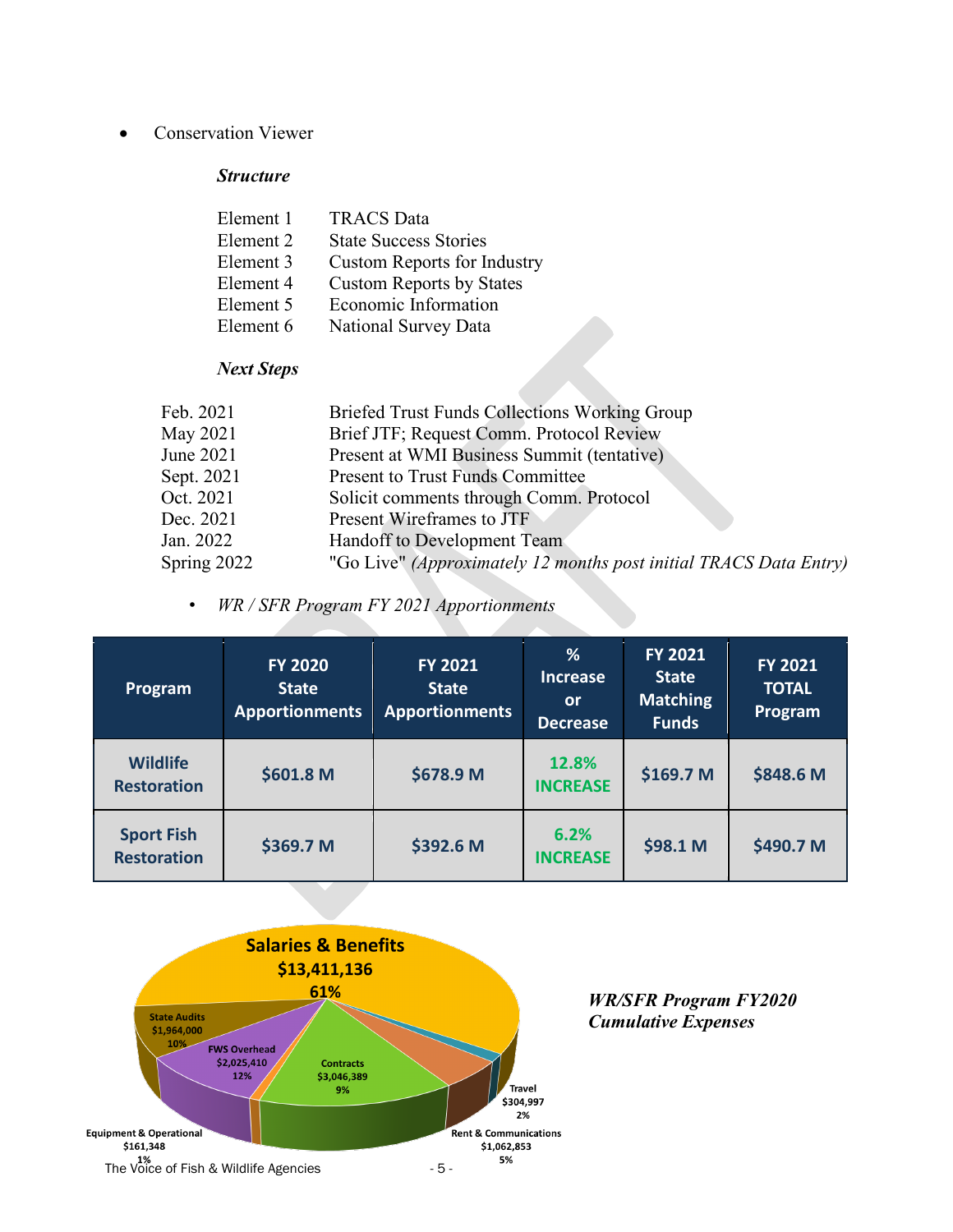- Conservation Viewer

***Structure***

| | |
|---|---|
| Element 1 | TRACS Data |
| Element 2 | State Success Stories |
| Element 3 | Custom Reports for Industry |
| Element 4 | Custom Reports by States |
| Element 5 | Economic Information |
| Element 6 | National Survey Data |

***Next Steps***

| | |
|---|---|
| Feb. 2021 | Briefed Trust Funds Collections Working Group |
| May 2021 | Brief JTF; Request Comm. Protocol Review |
| June 2021 | Present at WMI Business Summit (tentative) |
| Sept. 2021 | Present to Trust Funds Committee |
| Oct. 2021 | Solicit comments through Comm. Protocol |
| Dec. 2021 | Present Wireframes to JTF |
| Jan. 2022 | Handoff to Development Team |
| Spring 2022 | "Go Live" *(Approximately 12 months post initial TRACS Data Entry)* |

- *WR / SFR Program FY 2021 Apportionments*

| Program | FY 2020 State Apportionments | FY 2021 State Apportionments | % Increase or Decrease | FY 2021 State Matching Funds | FY 2021 TOTAL Program |
|---|---|---|---|---|---|
| **Wildlife Restoration** | **$601.8 M** | **$678.9 M** | **12.8% INCREASE** | **$169.7 M** | **$848.6 M** |
| **Sport Fish Restoration** | **$369.7 M** | **$392.6 M** | **6.2% INCREASE** | **$98.1 M** | **$490.7 M** |

| Category | Amount | % |
|---|---|---|
| Salaries & Benefits | $13,411,136 | 61% |
| State Audits | $1,964,000 | 10% |
| FWS Overhead | $2,025,410 | 12% |
| Contracts | $3,046,389 | 9% |
| Travel | $304,997 | 2% |
| Rent & Communications | $1,062,853 | 5% |
| Equipment & Operational | $161,348 | 1% |

***WR/SFR Program FY2020 Cumulative Expenses***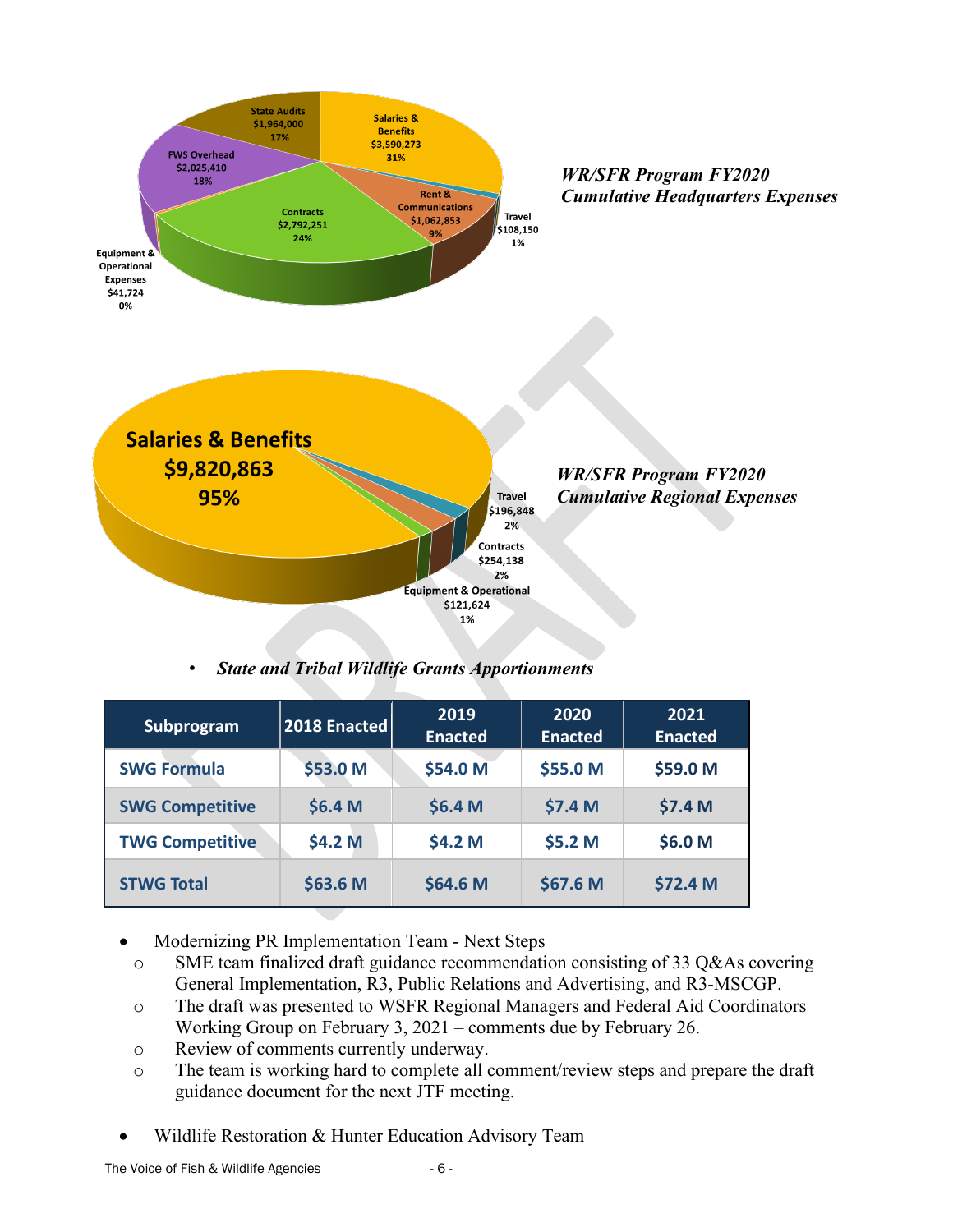State Audits
$1,964,000
17%

Salaries & Benefits
$3,590,273
31%

FWS Overhead
$2,025,410
18%

Rent & Communications
$1,062,853
9%

Travel
$108,150
1%

Contracts
$2,792,251
24%

Equipment & Operational Expenses
$41,724
0%

***WR/SFR Program FY2020 Cumulative Headquarters Expenses***

Salaries & Benefits
$9,820,863
95%

Travel
$196,848
2%

Contracts
$254,138
2%

Equipment & Operational
$121,624
1%

***WR/SFR Program FY2020 Cumulative Regional Expenses***

- ***State and Tribal Wildlife Grants Apportionments***

| Subprogram | 2018 Enacted | 2019 Enacted | 2020 Enacted | 2021 Enacted |
|---|---|---|---|---|
| SWG Formula | $53.0 M | $54.0 M | $55.0 M | $59.0 M |
| SWG Competitive | $6.4 M | $6.4 M | $7.4 M | $7.4 M |
| TWG Competitive | $4.2 M | $4.2 M | $5.2 M | $6.0 M |
| STWG Total | $63.6 M | $64.6 M | $67.6 M | $72.4 M |

- Modernizing PR Implementation Team - Next Steps
  - SME team finalized draft guidance recommendation consisting of 33 Q&As covering General Implementation, R3, Public Relations and Advertising, and R3-MSCGP.
  - The draft was presented to WSFR Regional Managers and Federal Aid Coordinators Working Group on February 3, 2021 – comments due by February 26.
  - Review of comments currently underway.
  - The team is working hard to complete all comment/review steps and prepare the draft guidance document for the next JTF meeting.

- Wildlife Restoration & Hunter Education Advisory Team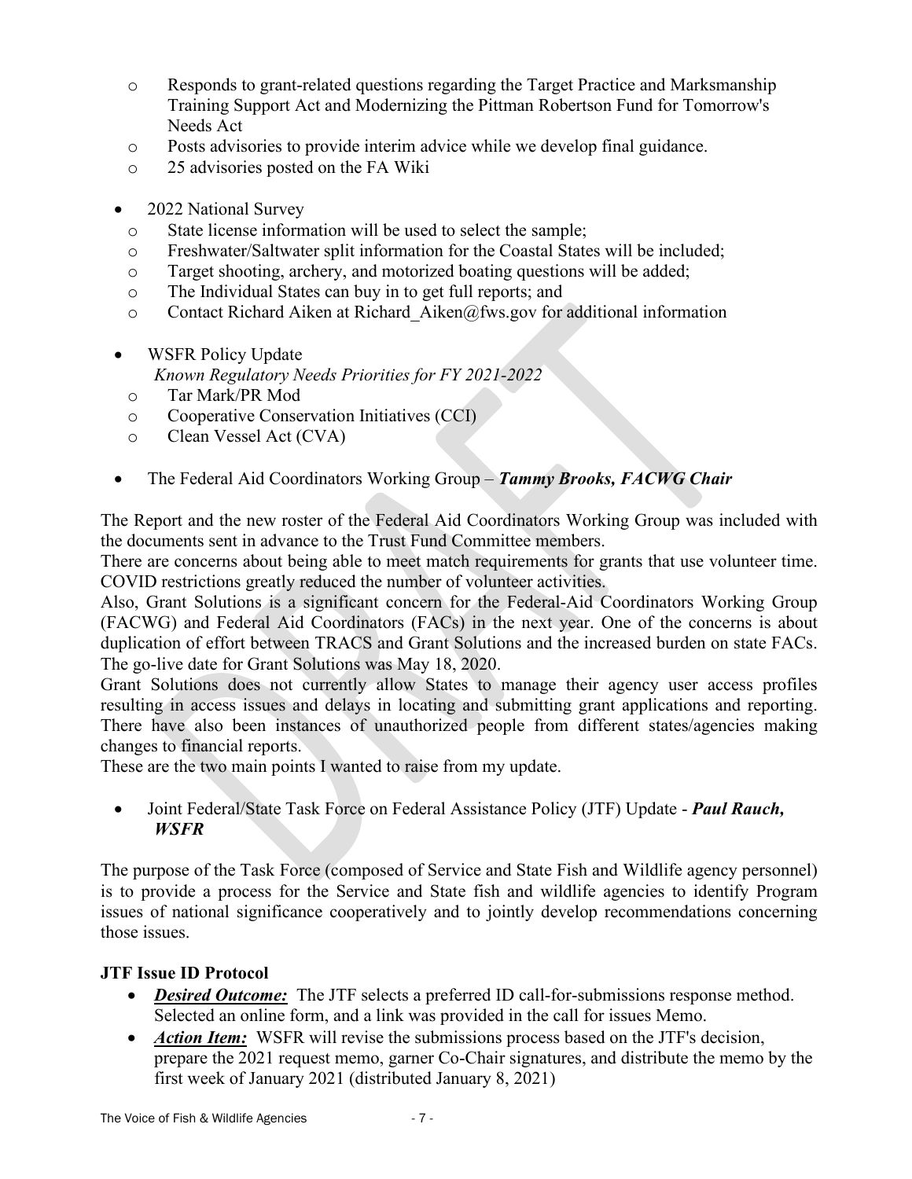- Responds to grant-related questions regarding the Target Practice and Marksmanship Training Support Act and Modernizing the Pittman Robertson Fund for Tomorrow's Needs Act
  - Posts advisories to provide interim advice while we develop final guidance.
  - 25 advisories posted on the FA Wiki

- 2022 National Survey
  - State license information will be used to select the sample;
  - Freshwater/Saltwater split information for the Coastal States will be included;
  - Target shooting, archery, and motorized boating questions will be added;
  - The Individual States can buy in to get full reports; and
  - Contact Richard Aiken at Richard_Aiken@fws.gov for additional information

- WSFR Policy Update
  *Known Regulatory Needs Priorities for FY 2021-2022*
  - Tar Mark/PR Mod
  - Cooperative Conservation Initiatives (CCI)
  - Clean Vessel Act (CVA)

- The Federal Aid Coordinators Working Group – ***Tammy Brooks, FACWG Chair***

The Report and the new roster of the Federal Aid Coordinators Working Group was included with the documents sent in advance to the Trust Fund Committee members.
There are concerns about being able to meet match requirements for grants that use volunteer time. COVID restrictions greatly reduced the number of volunteer activities.
Also, Grant Solutions is a significant concern for the Federal-Aid Coordinators Working Group (FACWG) and Federal Aid Coordinators (FACs) in the next year. One of the concerns is about duplication of effort between TRACS and Grant Solutions and the increased burden on state FACs. The go-live date for Grant Solutions was May 18, 2020.
Grant Solutions does not currently allow States to manage their agency user access profiles resulting in access issues and delays in locating and submitting grant applications and reporting. There have also been instances of unauthorized people from different states/agencies making changes to financial reports.
These are the two main points I wanted to raise from my update.

- Joint Federal/State Task Force on Federal Assistance Policy (JTF) Update - ***Paul Rauch, WSFR***

The purpose of the Task Force (composed of Service and State Fish and Wildlife agency personnel) is to provide a process for the Service and State fish and wildlife agencies to identify Program issues of national significance cooperatively and to jointly develop recommendations concerning those issues.

**JTF Issue ID Protocol**

- ***<u>Desired Outcome:</u>*** The JTF selects a preferred ID call-for-submissions response method. Selected an online form, and a link was provided in the call for issues Memo.
- ***<u>Action Item:</u>*** WSFR will revise the submissions process based on the JTF's decision, prepare the 2021 request memo, garner Co-Chair signatures, and distribute the memo by the first week of January 2021 (distributed January 8, 2021)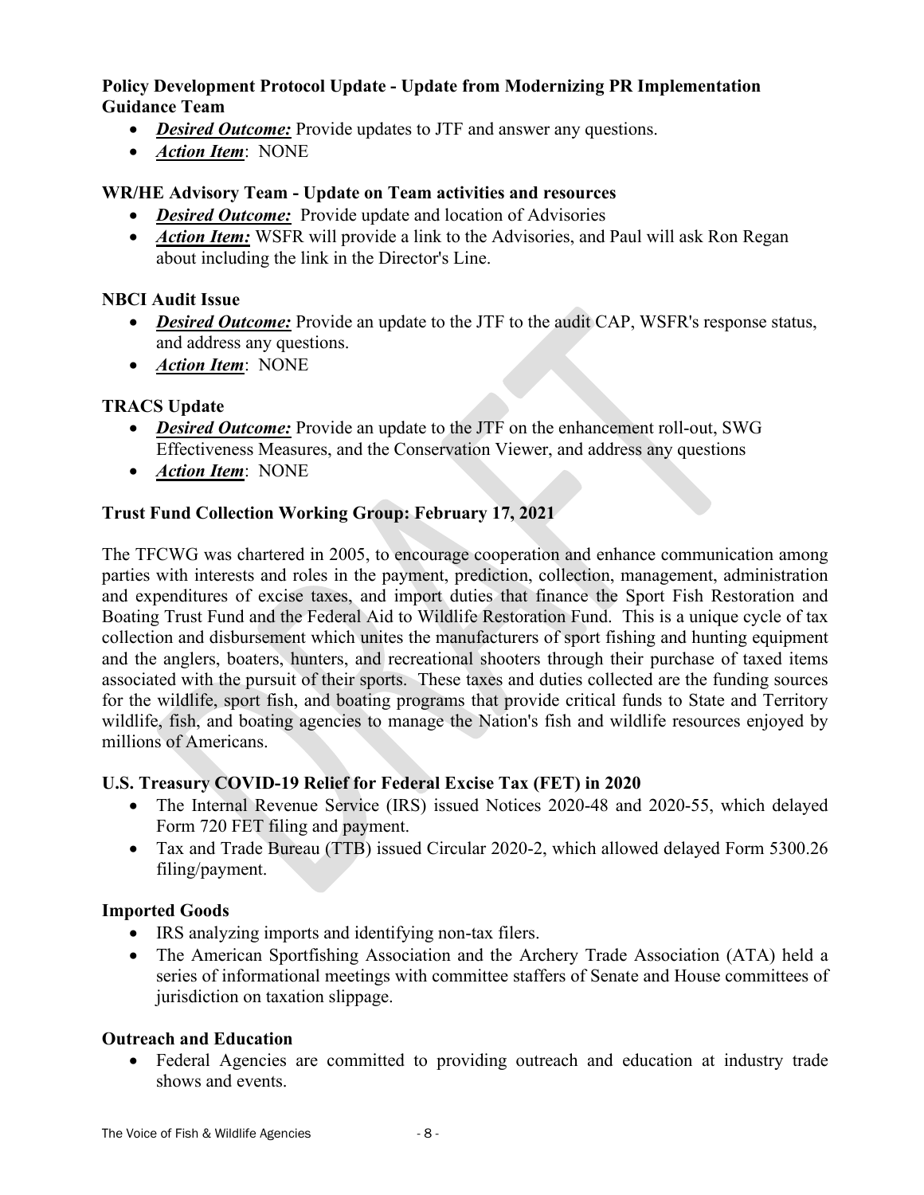**Policy Development Protocol Update - Update from Modernizing PR Implementation Guidance Team**

- ***Desired Outcome:*** Provide updates to JTF and answer any questions.
- ***Action Item***: NONE

**WR/HE Advisory Team - Update on Team activities and resources**

- ***Desired Outcome:*** Provide update and location of Advisories
- ***Action Item:*** WSFR will provide a link to the Advisories, and Paul will ask Ron Regan about including the link in the Director's Line.

**NBCI Audit Issue**

- ***Desired Outcome:*** Provide an update to the JTF to the audit CAP, WSFR's response status, and address any questions.
- ***Action Item***: NONE

**TRACS Update**

- ***Desired Outcome:*** Provide an update to the JTF on the enhancement roll-out, SWG Effectiveness Measures, and the Conservation Viewer, and address any questions
- ***Action Item***: NONE

**Trust Fund Collection Working Group: February 17, 2021**

The TFCWG was chartered in 2005, to encourage cooperation and enhance communication among parties with interests and roles in the payment, prediction, collection, management, administration and expenditures of excise taxes, and import duties that finance the Sport Fish Restoration and Boating Trust Fund and the Federal Aid to Wildlife Restoration Fund. This is a unique cycle of tax collection and disbursement which unites the manufacturers of sport fishing and hunting equipment and the anglers, boaters, hunters, and recreational shooters through their purchase of taxed items associated with the pursuit of their sports. These taxes and duties collected are the funding sources for the wildlife, sport fish, and boating programs that provide critical funds to State and Territory wildlife, fish, and boating agencies to manage the Nation's fish and wildlife resources enjoyed by millions of Americans.

**U.S. Treasury COVID-19 Relief for Federal Excise Tax (FET) in 2020**

- The Internal Revenue Service (IRS) issued Notices 2020-48 and 2020-55, which delayed Form 720 FET filing and payment.
- Tax and Trade Bureau (TTB) issued Circular 2020-2, which allowed delayed Form 5300.26 filing/payment.

**Imported Goods**

- IRS analyzing imports and identifying non-tax filers.
- The American Sportfishing Association and the Archery Trade Association (ATA) held a series of informational meetings with committee staffers of Senate and House committees of jurisdiction on taxation slippage.

**Outreach and Education**

- Federal Agencies are committed to providing outreach and education at industry trade shows and events.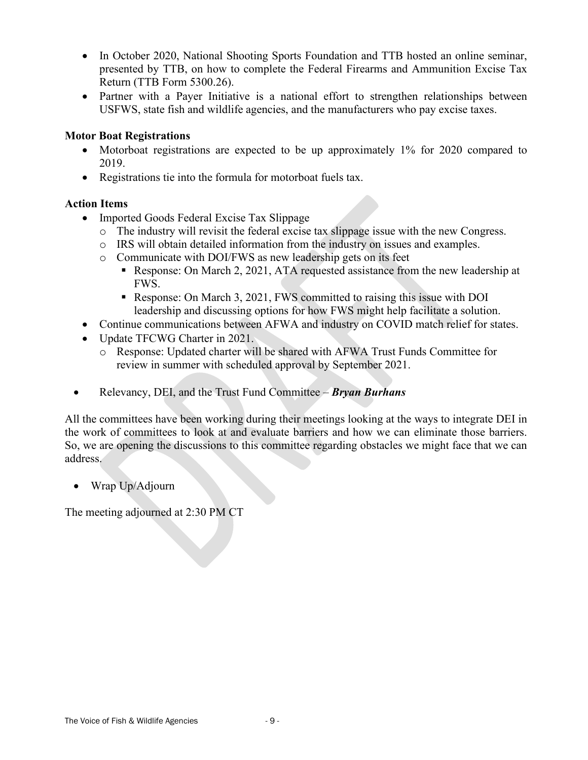- In October 2020, National Shooting Sports Foundation and TTB hosted an online seminar, presented by TTB, on how to complete the Federal Firearms and Ammunition Excise Tax Return (TTB Form 5300.26).
- Partner with a Payer Initiative is a national effort to strengthen relationships between USFWS, state fish and wildlife agencies, and the manufacturers who pay excise taxes.

**Motor Boat Registrations**

- Motorboat registrations are expected to be up approximately 1% for 2020 compared to 2019.
- Registrations tie into the formula for motorboat fuels tax.

**Action Items**

- Imported Goods Federal Excise Tax Slippage
  - The industry will revisit the federal excise tax slippage issue with the new Congress.
  - IRS will obtain detailed information from the industry on issues and examples.
  - Communicate with DOI/FWS as new leadership gets on its feet
    - Response: On March 2, 2021, ATA requested assistance from the new leadership at FWS.
    - Response: On March 3, 2021, FWS committed to raising this issue with DOI leadership and discussing options for how FWS might help facilitate a solution.
- Continue communications between AFWA and industry on COVID match relief for states.
- Update TFCWG Charter in 2021.
  - Response: Updated charter will be shared with AFWA Trust Funds Committee for review in summer with scheduled approval by September 2021.

- Relevancy, DEI, and the Trust Fund Committee – ***Bryan Burhans***

All the committees have been working during their meetings looking at the ways to integrate DEI in the work of committees to look at and evaluate barriers and how we can eliminate those barriers. So, we are opening the discussions to this committee regarding obstacles we might face that we can address.

- Wrap Up/Adjourn

The meeting adjourned at 2:30 PM CT